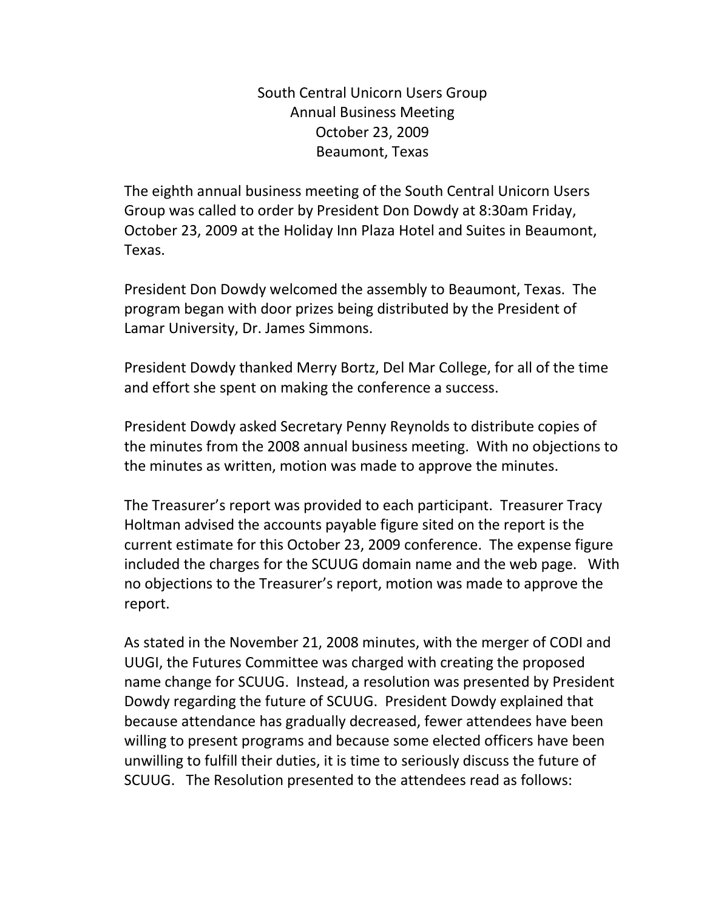# South Central Unicorn Users Group
## Annual Business Meeting
### October 23, 2009
### Beaumont, Texas

The eighth annual business meeting of the South Central Unicorn Users Group was called to order by President Don Dowdy at 8:30am Friday, October 23, 2009 at the Holiday Inn Plaza Hotel and Suites in Beaumont, Texas.

President Don Dowdy welcomed the assembly to Beaumont, Texas. The program began with door prizes being distributed by the President of Lamar University, Dr. James Simmons.

President Dowdy thanked Merry Bortz, Del Mar College, for all of the time and effort she spent on making the conference a success.

President Dowdy asked Secretary Penny Reynolds to distribute copies of the minutes from the 2008 annual business meeting. With no objections to the minutes as written, motion was made to approve the minutes.

The Treasurer's report was provided to each participant. Treasurer Tracy Holtman advised the accounts payable figure sited on the report is the current estimate for this October 23, 2009 conference. The expense figure included the charges for the SCUUG domain name and the web page. With no objections to the Treasurer's report, motion was made to approve the report.

As stated in the November 21, 2008 minutes, with the merger of CODI and UUGI, the Futures Committee was charged with creating the proposed name change for SCUUG. Instead, a resolution was presented by President Dowdy regarding the future of SCUUG. President Dowdy explained that because attendance has gradually decreased, fewer attendees have been willing to present programs and because some elected officers have been unwilling to fulfill their duties, it is time to seriously discuss the future of SCUUG. The Resolution presented to the attendees read as follows: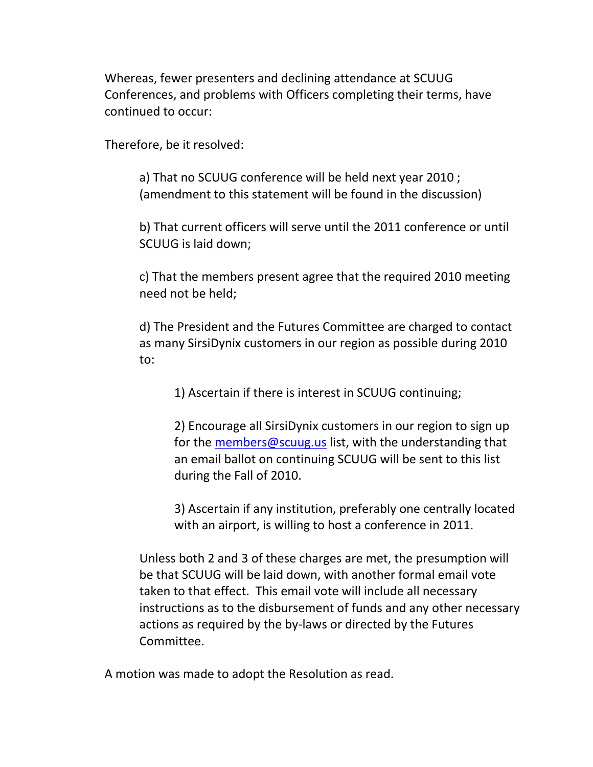Whereas, fewer presenters and declining attendance at SCUUG Conferences, and problems with Officers completing their terms, have continued to occur:

Therefore, be it resolved:

a) That no SCUUG conference will be held next year 2010 ; (amendment to this statement will be found in the discussion)

b) That current officers will serve until the 2011 conference or until SCUUG is laid down;

c) That the members present agree that the required 2010 meeting need not be held;

d) The President and the Futures Committee are charged to contact as many SirsiDynix customers in our region as possible during 2010 to:

1) Ascertain if there is interest in SCUUG continuing;

2) Encourage all SirsiDynix customers in our region to sign up for the members@scuug.us list, with the understanding that an email ballot on continuing SCUUG will be sent to this list during the Fall of 2010.

3) Ascertain if any institution, preferably one centrally located with an airport, is willing to host a conference in 2011.

Unless both 2 and 3 of these charges are met, the presumption will be that SCUUG will be laid down, with another formal email vote taken to that effect. This email vote will include all necessary instructions as to the disbursement of funds and any other necessary actions as required by the by-laws or directed by the Futures Committee.

A motion was made to adopt the Resolution as read.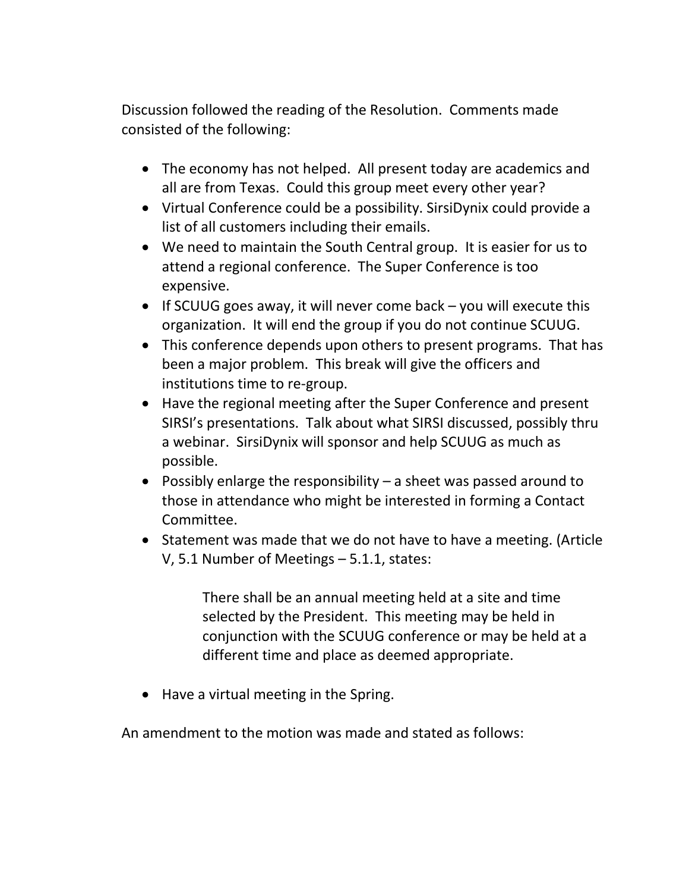Discussion followed the reading of the Resolution. Comments made consisted of the following:

- The economy has not helped. All present today are academics and all are from Texas. Could this group meet every other year?
- Virtual Conference could be a possibility. SirsiDynix could provide a list of all customers including their emails.
- We need to maintain the South Central group. It is easier for us to attend a regional conference. The Super Conference is too expensive.
- If SCUUG goes away, it will never come back – you will execute this organization. It will end the group if you do not continue SCUUG.
- This conference depends upon others to present programs. That has been a major problem. This break will give the officers and institutions time to re-group.
- Have the regional meeting after the Super Conference and present SIRSI's presentations. Talk about what SIRSI discussed, possibly thru a webinar. SirsiDynix will sponsor and help SCUUG as much as possible.
- Possibly enlarge the responsibility – a sheet was passed around to those in attendance who might be interested in forming a Contact Committee.
- Statement was made that we do not have to have a meeting. (Article V, 5.1 Number of Meetings – 5.1.1, states:

    > There shall be an annual meeting held at a site and time selected by the President. This meeting may be held in conjunction with the SCUUG conference or may be held at a different time and place as deemed appropriate.

- Have a virtual meeting in the Spring.

An amendment to the motion was made and stated as follows: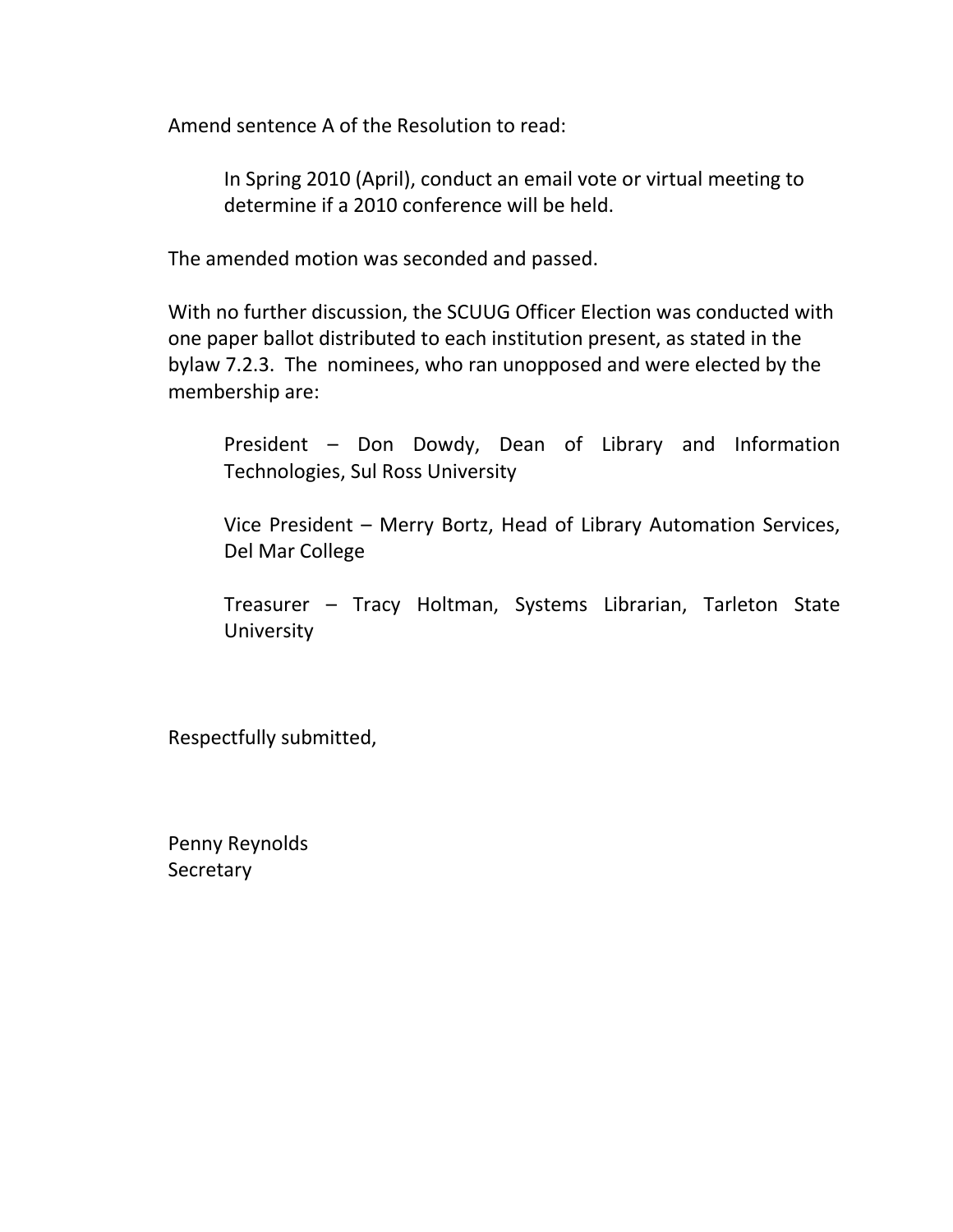Amend sentence A of the Resolution to read:

> In Spring 2010 (April), conduct an email vote or virtual meeting to determine if a 2010 conference will be held.

The amended motion was seconded and passed.

With no further discussion, the SCUUG Officer Election was conducted with one paper ballot distributed to each institution present, as stated in the bylaw 7.2.3. The nominees, who ran unopposed and were elected by the membership are:

> President – Don Dowdy, Dean of Library and Information Technologies, Sul Ross University
>
> Vice President – Merry Bortz, Head of Library Automation Services, Del Mar College
>
> Treasurer – Tracy Holtman, Systems Librarian, Tarleton State University

Respectfully submitted,

Penny Reynolds
Secretary